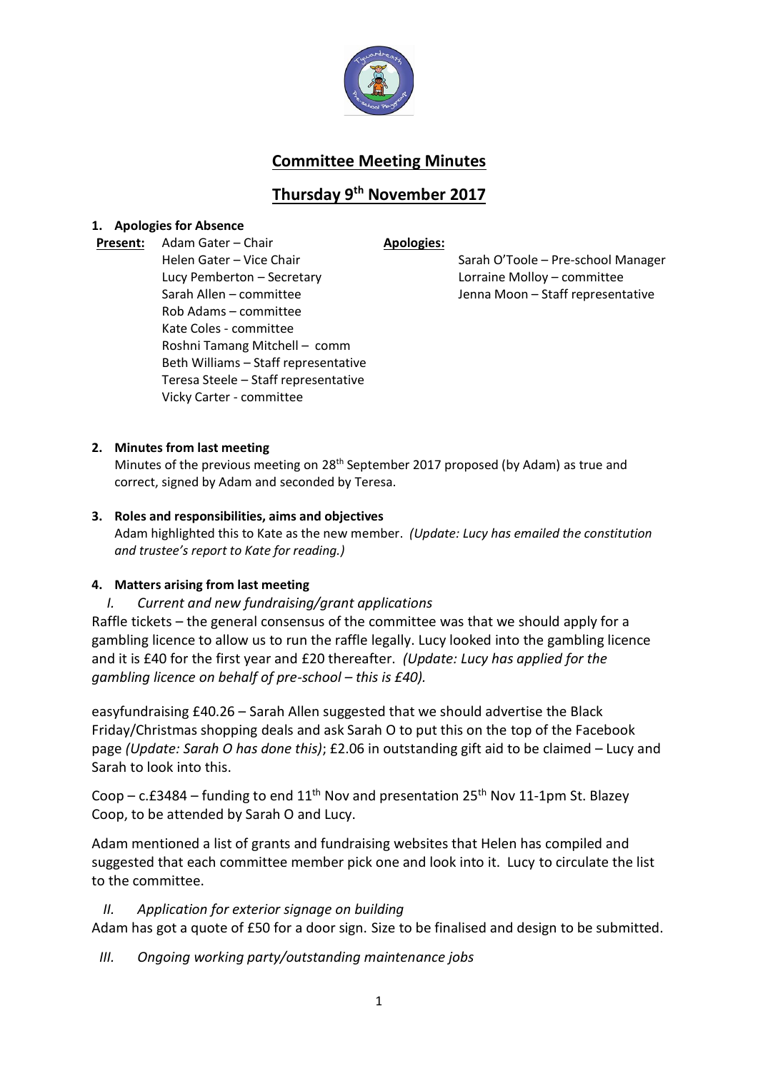# Committee Meeting Minutes

## Thursday 9th November 2017

**1. Apologies for Absence**

**Present:**

Adam Gater – Chair
Helen Gater – Vice Chair
Lucy Pemberton – Secretary
Sarah Allen – committee
Rob Adams – committee
Kate Coles - committee
Roshni Tamang Mitchell – comm
Beth Williams – Staff representative
Teresa Steele – Staff representative
Vicky Carter - committee

**Apologies:**

Sarah O'Toole – Pre-school Manager
Lorraine Molloy – committee
Jenna Moon – Staff representative

**2. Minutes from last meeting**

Minutes of the previous meeting on 28th September 2017 proposed (by Adam) as true and correct, signed by Adam and seconded by Teresa.

**3. Roles and responsibilities, aims and objectives**

Adam highlighted this to Kate as the new member. *(Update: Lucy has emailed the constitution and trustee's report to Kate for reading.)*

**4. Matters arising from last meeting**

*I. Current and new fundraising/grant applications*

Raffle tickets – the general consensus of the committee was that we should apply for a gambling licence to allow us to run the raffle legally. Lucy looked into the gambling licence and it is £40 for the first year and £20 thereafter. *(Update: Lucy has applied for the gambling licence on behalf of pre-school – this is £40).*

easyfundraising £40.26 – Sarah Allen suggested that we should advertise the Black Friday/Christmas shopping deals and ask Sarah O to put this on the top of the Facebook page *(Update: Sarah O has done this)*; £2.06 in outstanding gift aid to be claimed – Lucy and Sarah to look into this.

Coop – c.£3484 – funding to end 11th Nov and presentation 25th Nov 11-1pm St. Blazey Coop, to be attended by Sarah O and Lucy.

Adam mentioned a list of grants and fundraising websites that Helen has compiled and suggested that each committee member pick one and look into it. Lucy to circulate the list to the committee.

*II. Application for exterior signage on building*

Adam has got a quote of £50 for a door sign. Size to be finalised and design to be submitted.

*III. Ongoing working party/outstanding maintenance jobs*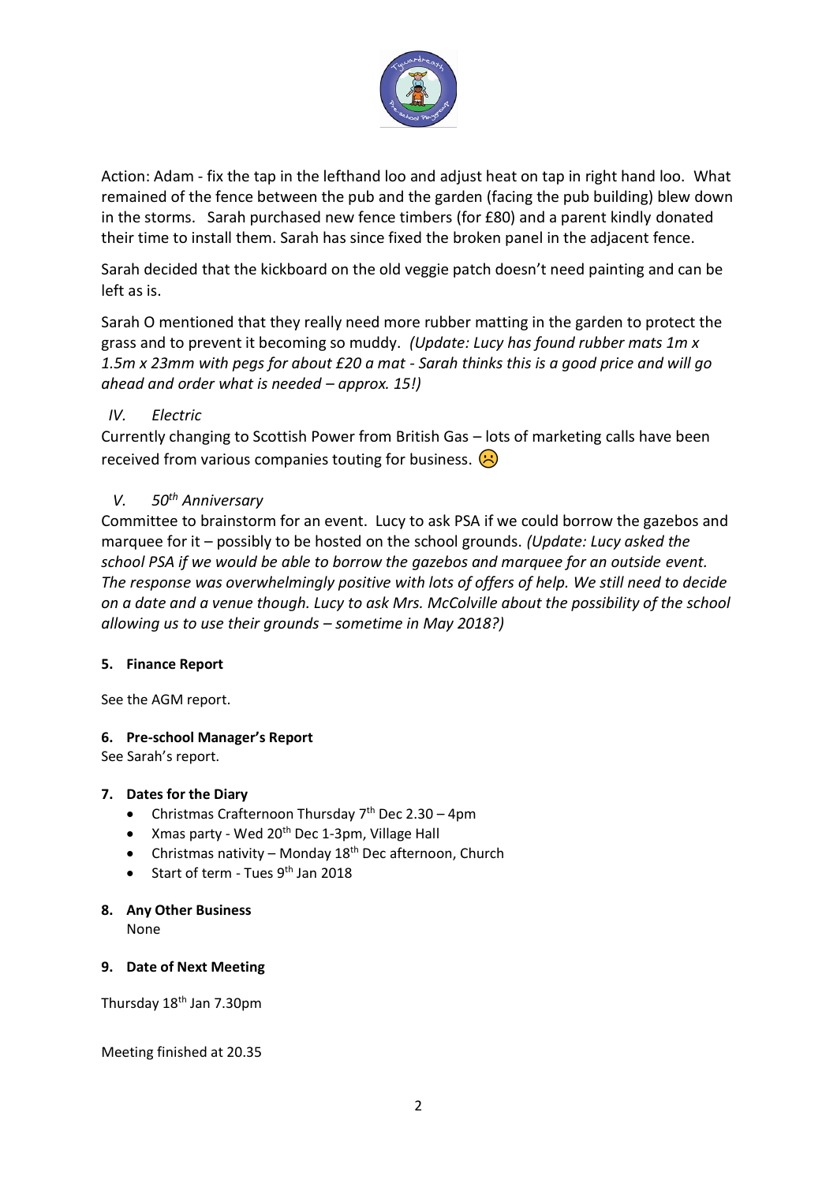Action: Adam - fix the tap in the lefthand loo and adjust heat on tap in right hand loo. What remained of the fence between the pub and the garden (facing the pub building) blew down in the storms. Sarah purchased new fence timbers (for £80) and a parent kindly donated their time to install them. Sarah has since fixed the broken panel in the adjacent fence.

Sarah decided that the kickboard on the old veggie patch doesn't need painting and can be left as is.

Sarah O mentioned that they really need more rubber matting in the garden to protect the grass and to prevent it becoming so muddy. *(Update: Lucy has found rubber mats 1m x 1.5m x 23mm with pegs for about £20 a mat - Sarah thinks this is a good price and will go ahead and order what is needed – approx. 15!)*

IV. *Electric*

Currently changing to Scottish Power from British Gas – lots of marketing calls have been received from various companies touting for business. ☹

V. *50th Anniversary*

Committee to brainstorm for an event. Lucy to ask PSA if we could borrow the gazebos and marquee for it – possibly to be hosted on the school grounds. *(Update: Lucy asked the school PSA if we would be able to borrow the gazebos and marquee for an outside event. The response was overwhelmingly positive with lots of offers of help. We still need to decide on a date and a venue though. Lucy to ask Mrs. McColville about the possibility of the school allowing us to use their grounds – sometime in May 2018?)*

**5. Finance Report**

See the AGM report.

**6. Pre-school Manager's Report**

See Sarah's report.

**7. Dates for the Diary**

- Christmas Crafternoon Thursday 7th Dec 2.30 – 4pm
- Xmas party - Wed 20th Dec 1-3pm, Village Hall
- Christmas nativity – Monday 18th Dec afternoon, Church
- Start of term - Tues 9th Jan 2018

**8. Any Other Business**

None

**9. Date of Next Meeting**

Thursday 18th Jan 7.30pm

Meeting finished at 20.35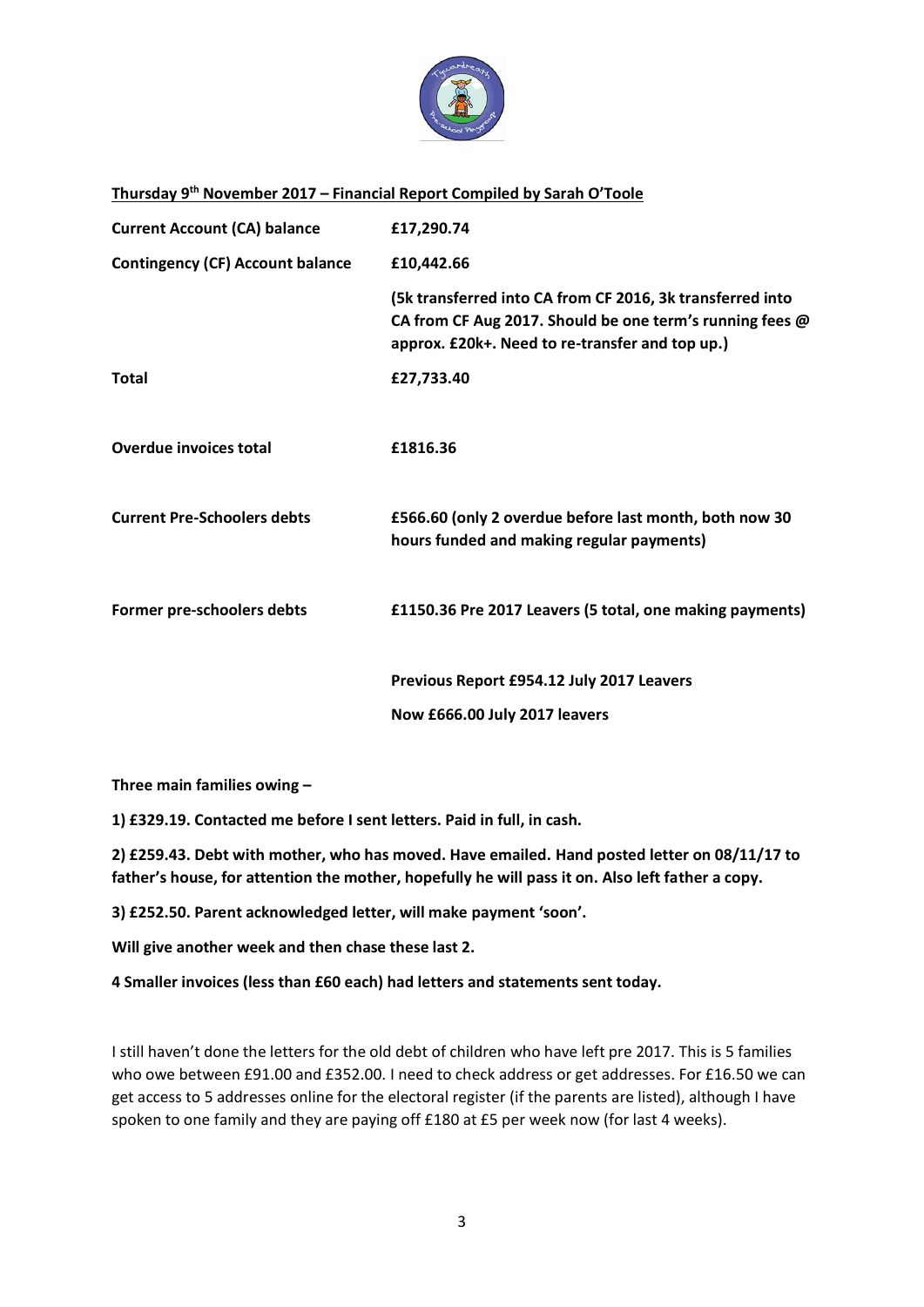**Thursday 9th November 2017 – Financial Report Compiled by Sarah O'Toole**

| | |
|---|---|
| **Current Account (CA) balance** | **£17,290.74** |
| **Contingency (CF) Account balance** | **£10,442.66** |
| | **(5k transferred into CA from CF 2016, 3k transferred into CA from CF Aug 2017. Should be one term's running fees @ approx. £20k+. Need to re-transfer and top up.)** |
| **Total** | **£27,733.40** |
| **Overdue invoices total** | **£1816.36** |
| **Current Pre-Schoolers debts** | **£566.60 (only 2 overdue before last month, both now 30 hours funded and making regular payments)** |
| **Former pre-schoolers debts** | **£1150.36 Pre 2017 Leavers (5 total, one making payments)** |
| | **Previous Report £954.12 July 2017 Leavers** |
| | **Now £666.00 July 2017 leavers** |

**Three main families owing –**

**1) £329.19. Contacted me before I sent letters. Paid in full, in cash.**

**2) £259.43. Debt with mother, who has moved. Have emailed. Hand posted letter on 08/11/17 to father's house, for attention the mother, hopefully he will pass it on. Also left father a copy.**

**3) £252.50. Parent acknowledged letter, will make payment 'soon'.**

**Will give another week and then chase these last 2.**

**4 Smaller invoices (less than £60 each) had letters and statements sent today.**

I still haven't done the letters for the old debt of children who have left pre 2017. This is 5 families who owe between £91.00 and £352.00. I need to check address or get addresses. For £16.50 we can get access to 5 addresses online for the electoral register (if the parents are listed), although I have spoken to one family and they are paying off £180 at £5 per week now (for last 4 weeks).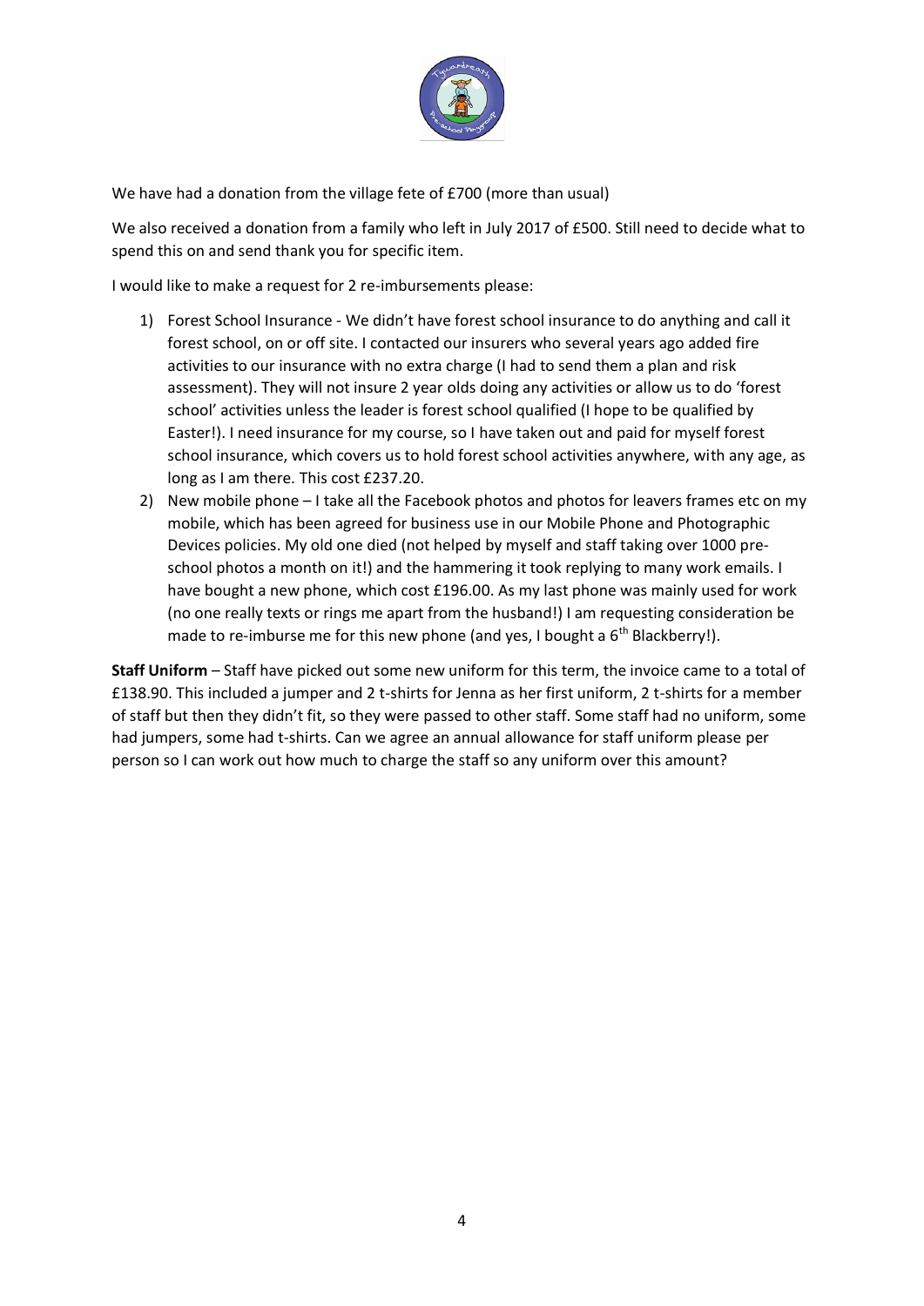We have had a donation from the village fete of £700 (more than usual)

We also received a donation from a family who left in July 2017 of £500. Still need to decide what to spend this on and send thank you for specific item.

I would like to make a request for 2 re-imbursements please:

1) Forest School Insurance - We didn't have forest school insurance to do anything and call it forest school, on or off site. I contacted our insurers who several years ago added fire activities to our insurance with no extra charge (I had to send them a plan and risk assessment). They will not insure 2 year olds doing any activities or allow us to do 'forest school' activities unless the leader is forest school qualified (I hope to be qualified by Easter!). I need insurance for my course, so I have taken out and paid for myself forest school insurance, which covers us to hold forest school activities anywhere, with any age, as long as I am there. This cost £237.20.
2) New mobile phone – I take all the Facebook photos and photos for leavers frames etc on my mobile, which has been agreed for business use in our Mobile Phone and Photographic Devices policies. My old one died (not helped by myself and staff taking over 1000 pre-school photos a month on it!) and the hammering it took replying to many work emails. I have bought a new phone, which cost £196.00. As my last phone was mainly used for work (no one really texts or rings me apart from the husband!) I am requesting consideration be made to re-imburse me for this new phone (and yes, I bought a 6th Blackberry!).

**Staff Uniform** – Staff have picked out some new uniform for this term, the invoice came to a total of £138.90. This included a jumper and 2 t-shirts for Jenna as her first uniform, 2 t-shirts for a member of staff but then they didn't fit, so they were passed to other staff. Some staff had no uniform, some had jumpers, some had t-shirts. Can we agree an annual allowance for staff uniform please per person so I can work out how much to charge the staff so any uniform over this amount?